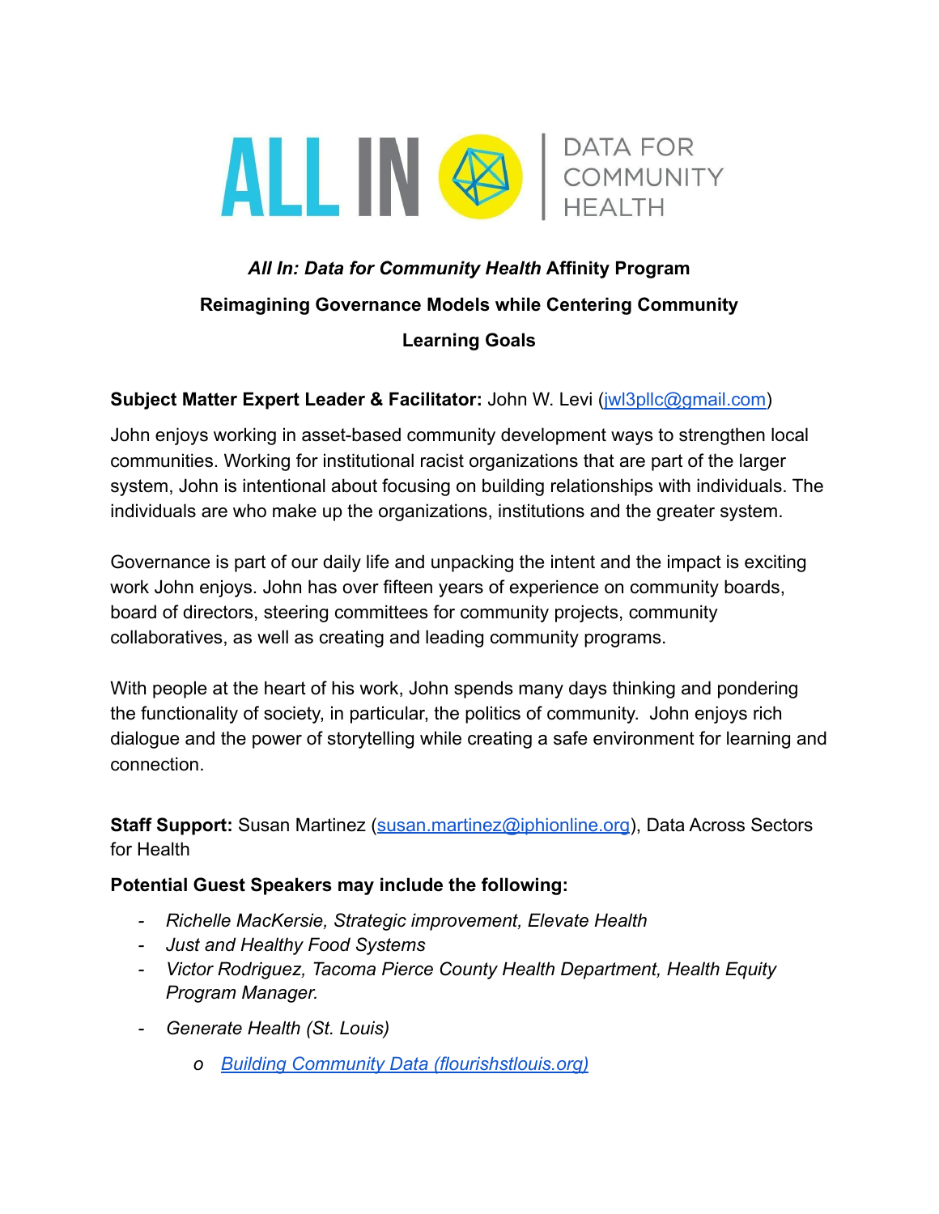ALL IN | DATA FOR COMMUNITY HEALTH

# ***All In: Data for Community Health*** **Affinity Program**

## Reimagining Governance Models while Centering Community

## Learning Goals

**Subject Matter Expert Leader & Facilitator:** John W. Levi ([jwl3pllc@gmail.com](mailto:jwl3pllc@gmail.com))

John enjoys working in asset-based community development ways to strengthen local communities. Working for institutional racist organizations that are part of the larger system, John is intentional about focusing on building relationships with individuals. The individuals are who make up the organizations, institutions and the greater system.

Governance is part of our daily life and unpacking the intent and the impact is exciting work John enjoys. John has over fifteen years of experience on community boards, board of directors, steering committees for community projects, community collaboratives, as well as creating and leading community programs.

With people at the heart of his work, John spends many days thinking and pondering the functionality of society, in particular, the politics of community. John enjoys rich dialogue and the power of storytelling while creating a safe environment for learning and connection.

**Staff Support:** Susan Martinez ([susan.martinez@iphionline.org](mailto:susan.martinez@iphionline.org)), Data Across Sectors for Health

**Potential Guest Speakers may include the following:**

- *Richelle MacKersie, Strategic improvement, Elevate Health*
- *Just and Healthy Food Systems*
- *Victor Rodriguez, Tacoma Pierce County Health Department, Health Equity Program Manager.*
- *Generate Health (St. Louis)*
  - *[Building Community Data (flourishstlouis.org)](flourishstlouis.org)*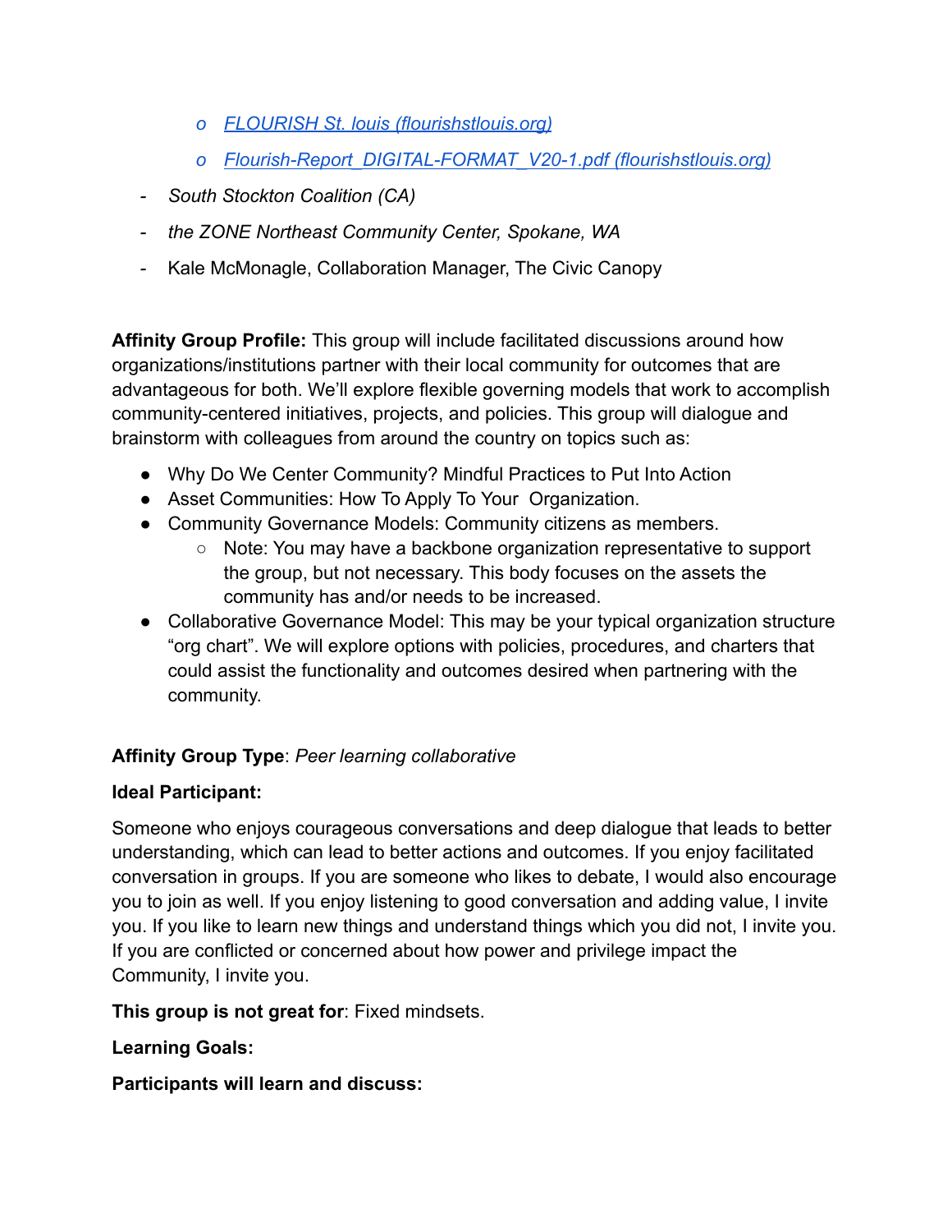- *[FLOURISH St. louis (flourishstlouis.org)](flourishstlouis.org)*
   - *[Flourish-Report_DIGITAL-FORMAT_V20-1.pdf (flourishstlouis.org)](flourishstlouis.org)*
- *South Stockton Coalition (CA)*
- *the ZONE Northeast Community Center, Spokane, WA*
- Kale McMonagle, Collaboration Manager, The Civic Canopy

**Affinity Group Profile:** This group will include facilitated discussions around how organizations/institutions partner with their local community for outcomes that are advantageous for both. We'll explore flexible governing models that work to accomplish community-centered initiatives, projects, and policies. This group will dialogue and brainstorm with colleagues from around the country on topics such as:

- Why Do We Center Community? Mindful Practices to Put Into Action
- Asset Communities: How To Apply To Your Organization.
- Community Governance Models: Community citizens as members.
  - Note: You may have a backbone organization representative to support the group, but not necessary. This body focuses on the assets the community has and/or needs to be increased.
- Collaborative Governance Model: This may be your typical organization structure "org chart". We will explore options with policies, procedures, and charters that could assist the functionality and outcomes desired when partnering with the community.

**Affinity Group Type**: *Peer learning collaborative*

**Ideal Participant:**

Someone who enjoys courageous conversations and deep dialogue that leads to better understanding, which can lead to better actions and outcomes. If you enjoy facilitated conversation in groups. If you are someone who likes to debate, I would also encourage you to join as well. If you enjoy listening to good conversation and adding value, I invite you. If you like to learn new things and understand things which you did not, I invite you. If you are conflicted or concerned about how power and privilege impact the Community, I invite you.

**This group is not great for**: Fixed mindsets.

**Learning Goals:**

**Participants will learn and discuss:**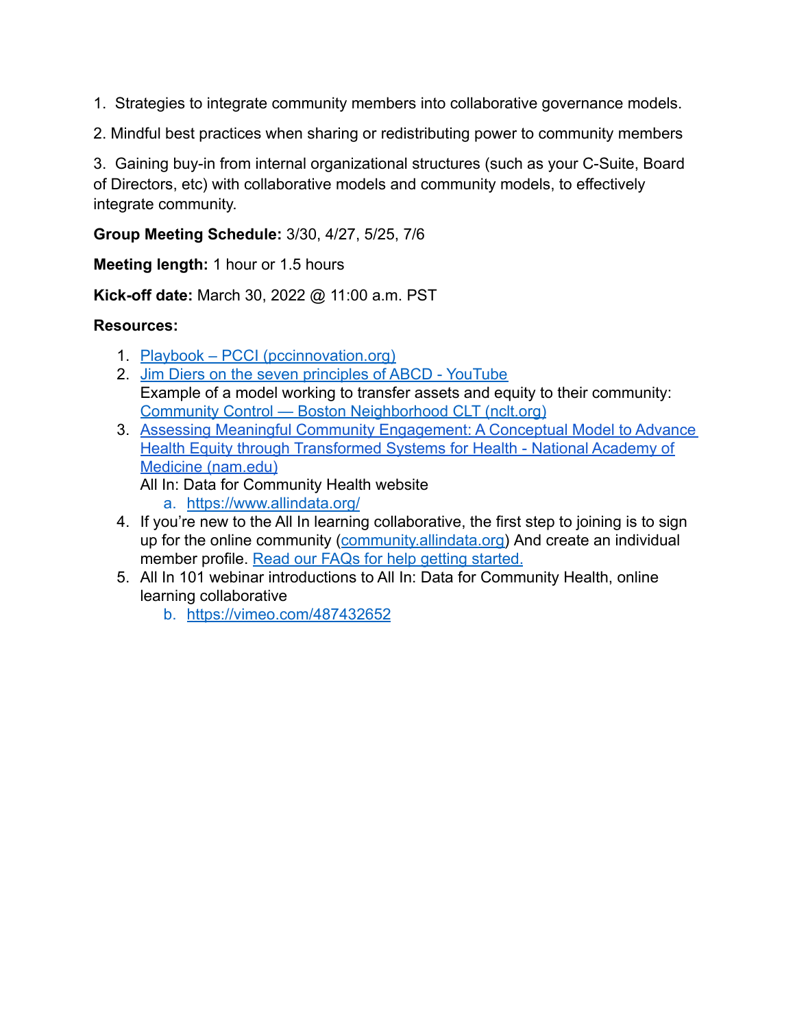1. Strategies to integrate community members into collaborative governance models.

2. Mindful best practices when sharing or redistributing power to community members

3. Gaining buy-in from internal organizational structures (such as your C-Suite, Board of Directors, etc) with collaborative models and community models, to effectively integrate community.

**Group Meeting Schedule:** 3/30, 4/27, 5/25, 7/6

**Meeting length:** 1 hour or 1.5 hours

**Kick-off date:** March 30, 2022 @ 11:00 a.m. PST

**Resources:**

1. Playbook – PCCI (pccinnovation.org)
2. Jim Diers on the seven principles of ABCD - YouTube
   Example of a model working to transfer assets and equity to their community: Community Control — Boston Neighborhood CLT (nclt.org)
3. Assessing Meaningful Community Engagement: A Conceptual Model to Advance Health Equity through Transformed Systems for Health - National Academy of Medicine (nam.edu)
   All In: Data for Community Health website
   a. https://www.allindata.org/
4. If you're new to the All In learning collaborative, the first step to joining is to sign up for the online community (community.allindata.org) And create an individual member profile. Read our FAQs for help getting started.
5. All In 101 webinar introductions to All In: Data for Community Health, online learning collaborative
   b. https://vimeo.com/487432652